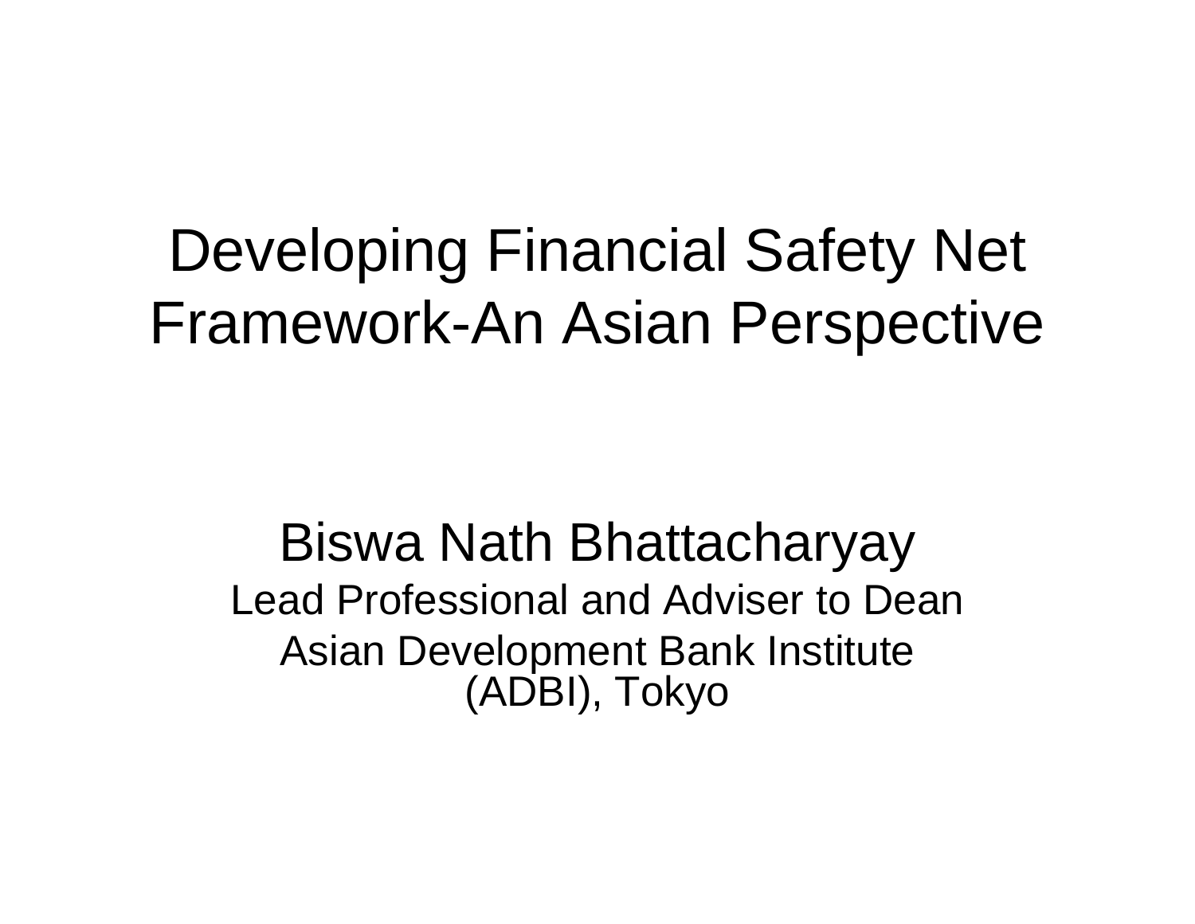# Developing Financial Safety Net Framework-An Asian Perspective

Biswa Nath Bhattacharyay

Lead Professional and Adviser to Dean

Asian Development Bank Institute (ADBI), Tokyo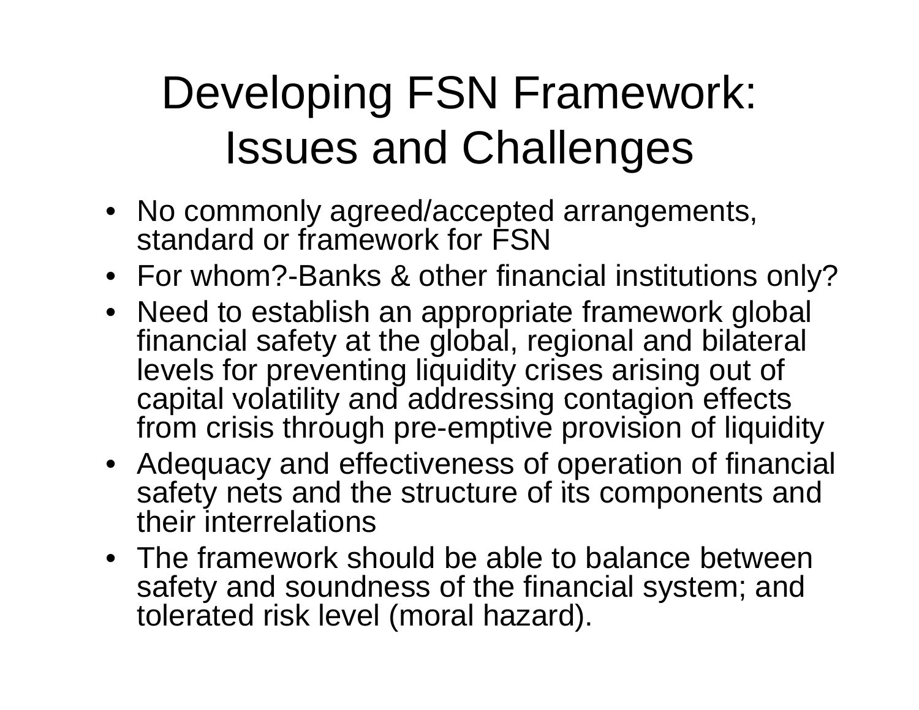# Developing FSN Framework: Issues and Challenges

- No commonly agreed/accepted arrangements, standard or framework for FSN
- For whom?-Banks & other financial institutions only?
- Need to establish an appropriate framework global financial safety at the global, regional and bilateral levels for preventing liquidity crises arising out of capital volatility and addressing contagion effects from crisis through pre-emptive provision of liquidity
- Adequacy and effectiveness of operation of financial safety nets and the structure of its components and their interrelations
- The framework should be able to balance between safety and soundness of the financial system; and tolerated risk level (moral hazard).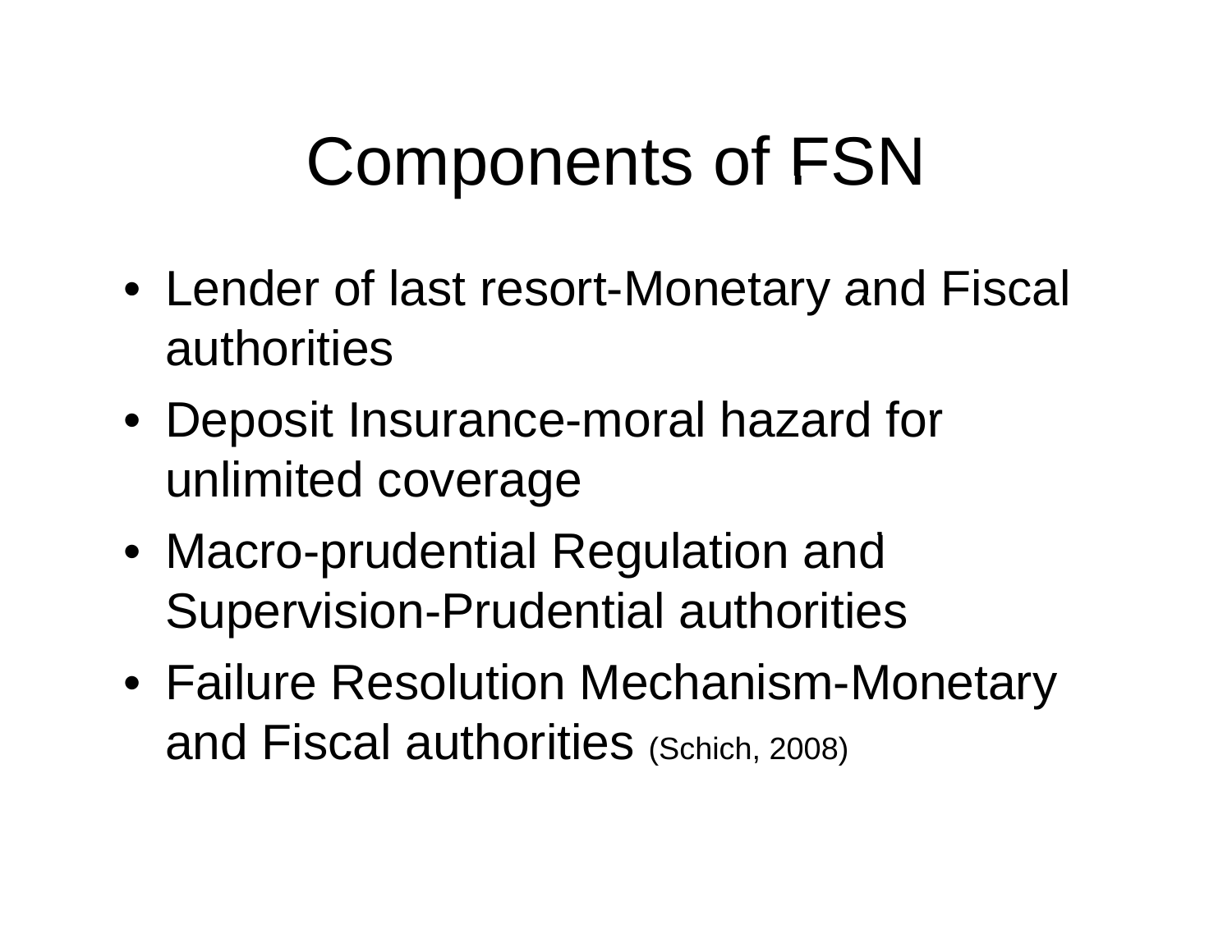# Components of FSN

- Lender of last resort-Monetary and Fiscal authorities
- Deposit Insurance-moral hazard for unlimited coverage
- Macro-prudential Regulation and Supervision-Prudential authorities
- Failure Resolution Mechanism-Monetary and Fiscal authorities (Schich, 2008)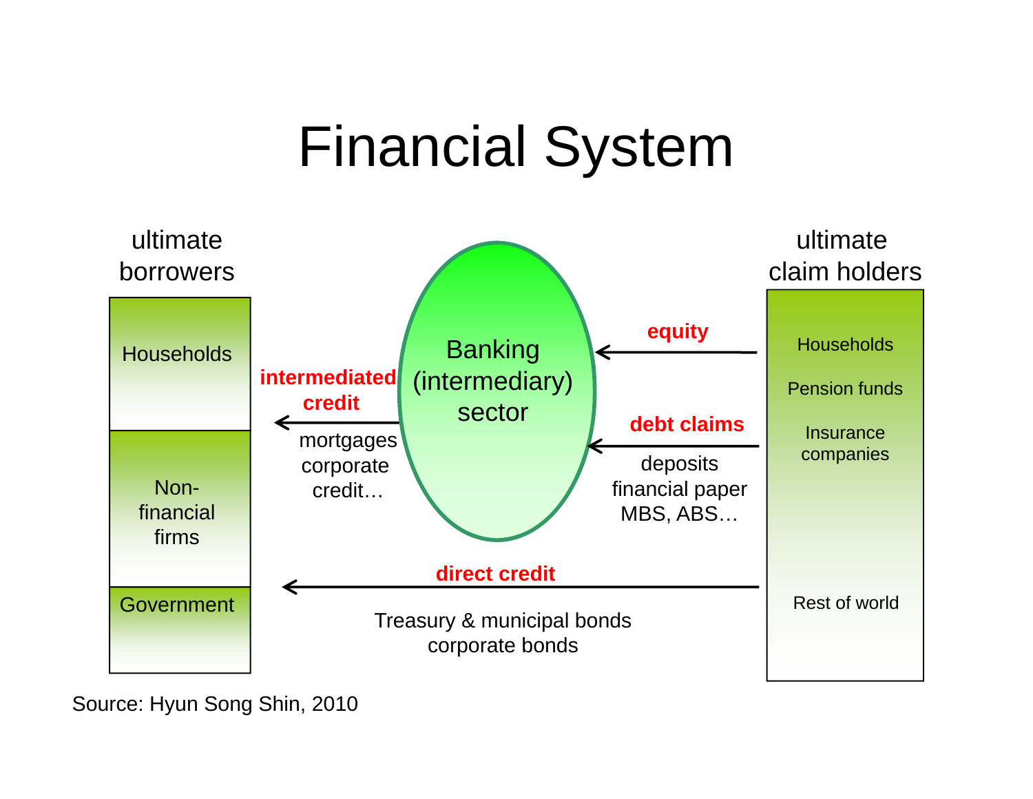# Financial System

ultimate borrowers

- Households
- Non-financial firms
- Government

Banking (intermediary) sector

ultimate claim holders

- Households
- Pension funds
- Insurance companies
- Rest of world

**equity**

**debt claims**

deposits
financial paper
MBS, ABS…

**intermediated credit**

mortgages
corporate
credit…

**direct credit**

Treasury & municipal bonds
corporate bonds

Source: Hyun Song Shin, 2010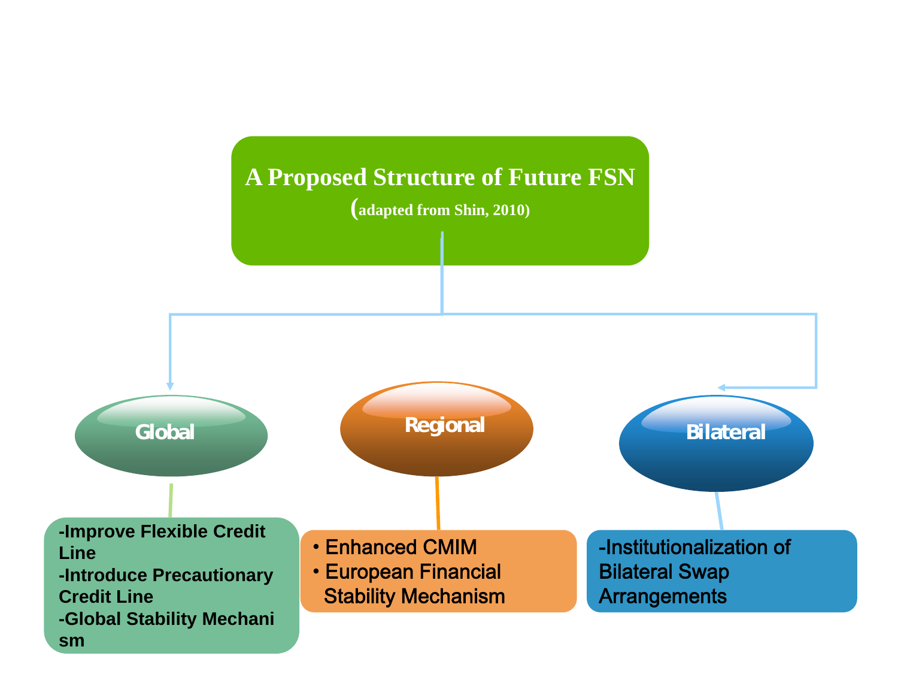## A Proposed Structure of Future FSN
(adapted from Shin, 2010)

**Global**

- Improve Flexible Credit Line
- Introduce Precautionary Credit Line
- Global Stability Mechanism

**Regional**

- Enhanced CMIM
- European Financial Stability Mechanism

**Bilateral**

- Institutionalization of Bilateral Swap Arrangements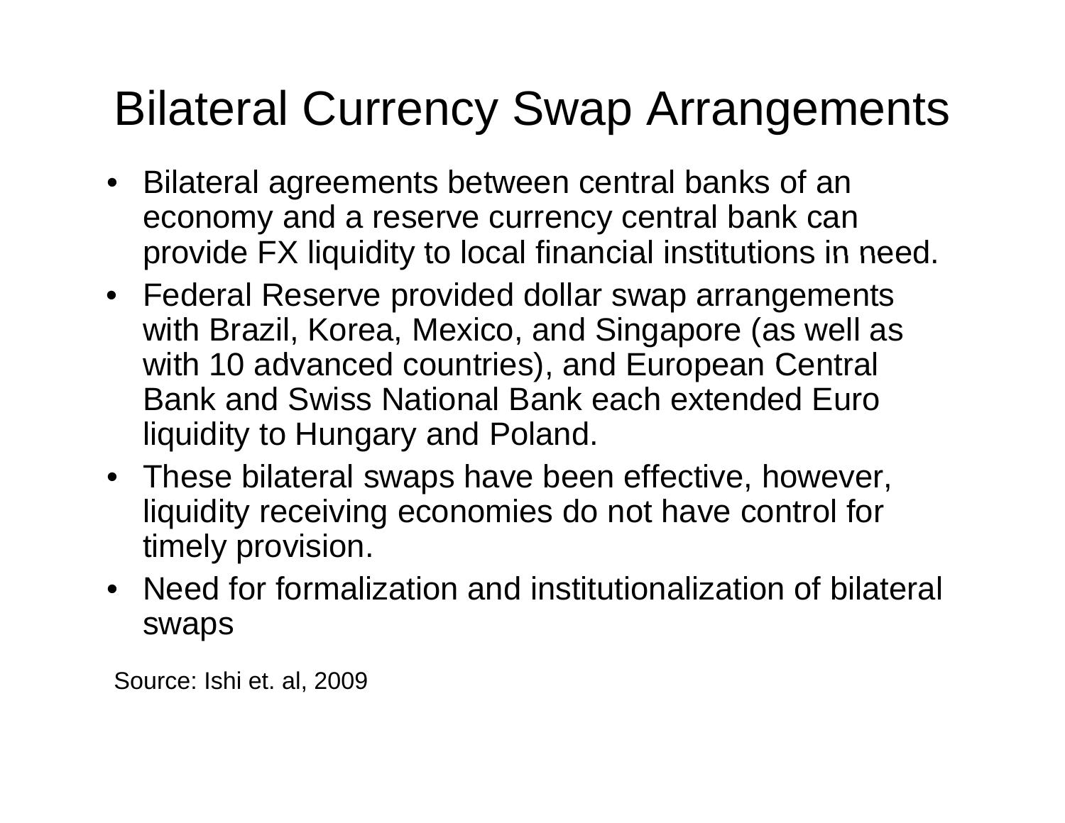# Bilateral Currency Swap Arrangements

- Bilateral agreements between central banks of an economy and a reserve currency central bank can provide FX liquidity to local financial institutions in need.
- Federal Reserve provided dollar swap arrangements with Brazil, Korea, Mexico, and Singapore (as well as with 10 advanced countries), and European Central Bank and Swiss National Bank each extended Euro liquidity to Hungary and Poland.
- These bilateral swaps have been effective, however, liquidity receiving economies do not have control for timely provision.
- Need for formalization and institutionalization of bilateral swaps

Source: Ishi et. al, 2009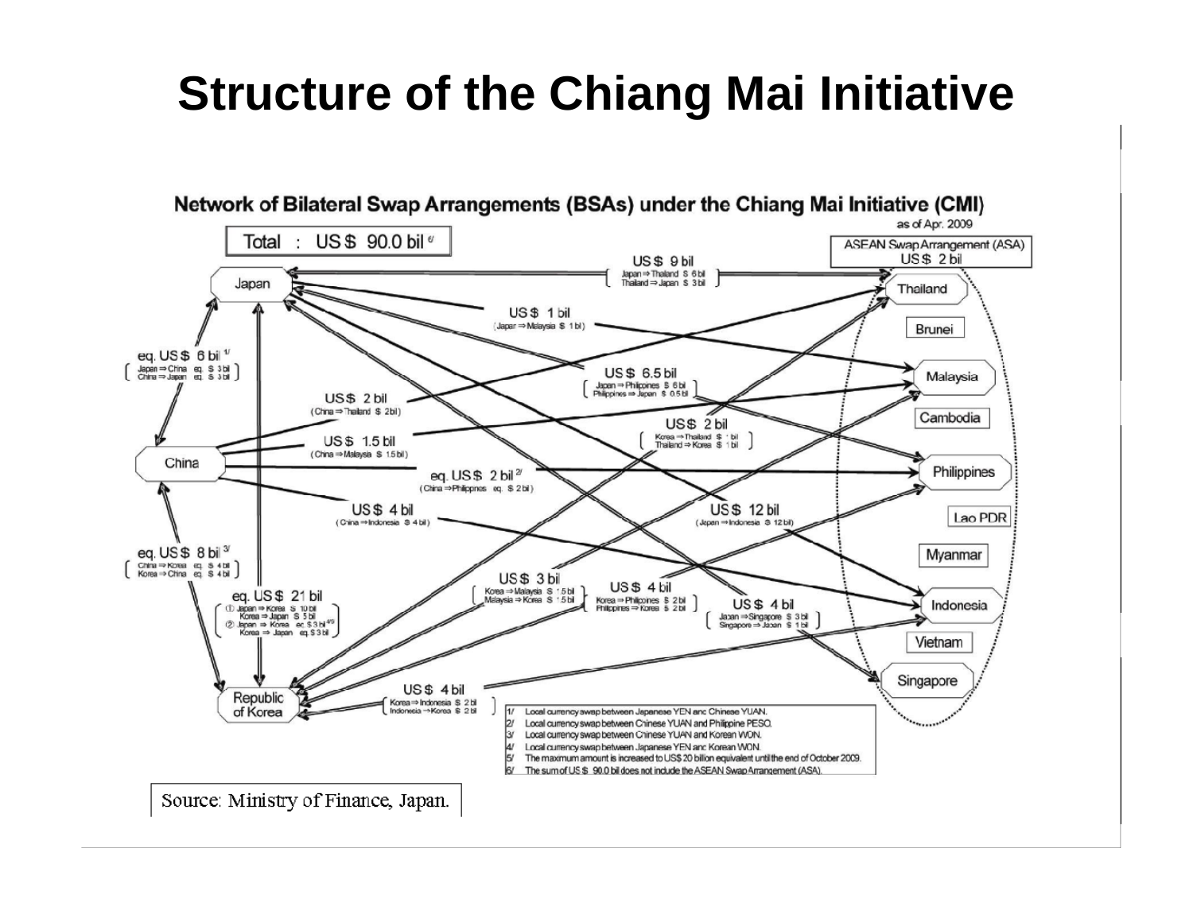# Structure of the Chiang Mai Initiative

## Network of Bilateral Swap Arrangements (BSAs) under the Chiang Mai Initiative (CMI)

as of Apr. 2009

Total : US$ 90.0 bil [6]

ASEAN Swap Arrangement (ASA) US$ 2 bil

- Japan – Thailand: US$ 9 bil (Japan ⇒ Thailand $ 6 bil; Thailand ⇒ Japan $ 3 bil)
- Japan – Malaysia: US$ 1 bil (Japan ⇒ Malaysia $ 1 bil)
- Japan – Philippines: US$ 6.5 bil (Japan ⇒ Philippines $ 6 bil; Philippines ⇒ Japan $ 0.5 bil)
- Japan – Indonesia: US$ 12 bil (Japan ⇒ Indonesia $ 12 bil)
- Japan – Singapore: US$ 4 bil (Japan ⇒ Singapore $ 3 bil; Singapore ⇒ Japan $ 1 bil)
- Japan – China: eq. US$ 6 bil [1] (Japan ⇒ China eq. $ 3 bil; China ⇒ Japan eq. $ 3 bil)
- Japan – Republic of Korea: eq. US$ 21 bil (① Japan ⇒ Korea $ 10 bil, Korea ⇒ Japan $ 5 bil; ② Japan ⇒ Korea eq. $ 3 bil [4/5], Korea ⇒ Japan eq. $ 3 bil)
- China – Thailand: US$ 2 bil (China ⇒ Thailand $ 2 bil)
- China – Malaysia: US$ 1.5 bil (China ⇒ Malaysia $ 1.5 bil)
- China – Philippines: eq. US$ 2 bil [2] (China ⇒ Philippines eq. $ 2 bil)
- China – Indonesia: US$ 4 bil (China ⇒ Indonesia $ 4 bil)
- China – Republic of Korea: eq. US$ 8 bil [3] (China ⇒ Korea eq. $ 4 bil; Korea ⇒ China eq. $ 4 bil)
- Korea – Thailand: US$ 2 bil (Korea ⇒ Thailand $ 1 bil; Thailand ⇒ Korea $ 1 bil)
- Korea – Malaysia: US$ 3 bil (Korea ⇒ Malaysia $ 1.5 bil; Malaysia ⇒ Korea $ 1.5 bil)
- Korea – Philippines: US$ 4 bil (Korea ⇒ Philippines $ 2 bil; Philippines ⇒ Korea $ 2 bil)
- Korea – Indonesia: US$ 4 bil (Korea ⇒ Indonesia $ 2 bil; Indonesia ⇒ Korea $ 2 bil)

Countries: Japan, China, Republic of Korea, Thailand, Brunei, Malaysia, Cambodia, Philippines, Lao PDR, Myanmar, Indonesia, Vietnam, Singapore

1/ Local currency swap between Japanese YEN and Chinese YUAN.
2/ Local currency swap between Chinese YUAN and Philippine PESO.
3/ Local currency swap between Chinese YUAN and Korean WON.
4/ Local currency swap between Japanese YEN and Korean WON.
5/ The maximum amount is increased to US$ 20 billion equivalent until the end of October 2009.
6/ The sum of US$ 90.0 bil does not include the ASEAN Swap Arrangement (ASA).

Source: Ministry of Finance, Japan.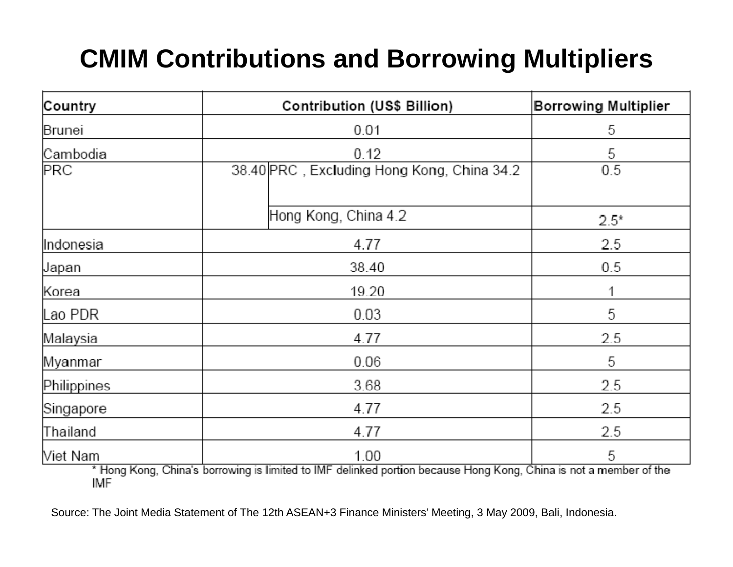# CMIM Contributions and Borrowing Multipliers

| Country | Contribution (US$ Billion) | | Borrowing Multiplier |
|---|---|---|---|
| Brunei | 0.01 | | 5 |
| Cambodia | 0.12 | | 5 |
| PRC | 38.40 | PRC , Excluding Hong Kong, China 34.2 | 0.5 |
| | | Hong Kong, China 4.2 | 2.5* |
| Indonesia | 4.77 | | 2.5 |
| Japan | 38.40 | | 0.5 |
| Korea | 19.20 | | 1 |
| Lao PDR | 0.03 | | 5 |
| Malaysia | 4.77 | | 2.5 |
| Myanmar | 0.06 | | 5 |
| Philippines | 3.68 | | 2.5 |
| Singapore | 4.77 | | 2.5 |
| Thailand | 4.77 | | 2.5 |
| Viet Nam | 1.00 | | 5 |

* Hong Kong, China's borrowing is limited to IMF delinked portion because Hong Kong, China is not a member of the IMF

Source: The Joint Media Statement of The 12th ASEAN+3 Finance Ministers' Meeting, 3 May 2009, Bali, Indonesia.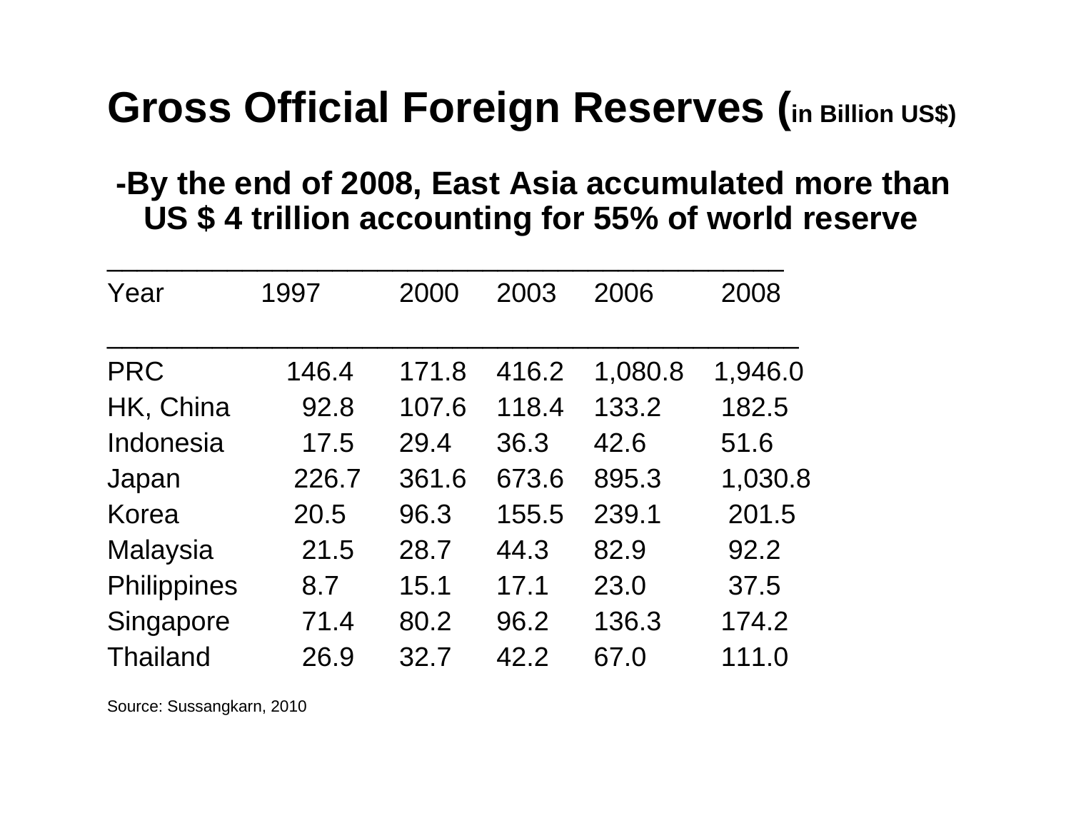# Gross Official Foreign Reserves (in Billion US$)

**-By the end of 2008, East Asia accumulated more than US $ 4 trillion accounting for 55% of world reserve**

| Year | 1997 | 2000 | 2003 | 2006 | 2008 |
|---|---|---|---|---|---|
| PRC | 146.4 | 171.8 | 416.2 | 1,080.8 | 1,946.0 |
| HK, China | 92.8 | 107.6 | 118.4 | 133.2 | 182.5 |
| Indonesia | 17.5 | 29.4 | 36.3 | 42.6 | 51.6 |
| Japan | 226.7 | 361.6 | 673.6 | 895.3 | 1,030.8 |
| Korea | 20.5 | 96.3 | 155.5 | 239.1 | 201.5 |
| Malaysia | 21.5 | 28.7 | 44.3 | 82.9 | 92.2 |
| Philippines | 8.7 | 15.1 | 17.1 | 23.0 | 37.5 |
| Singapore | 71.4 | 80.2 | 96.2 | 136.3 | 174.2 |
| Thailand | 26.9 | 32.7 | 42.2 | 67.0 | 111.0 |

Source: Sussangkarn, 2010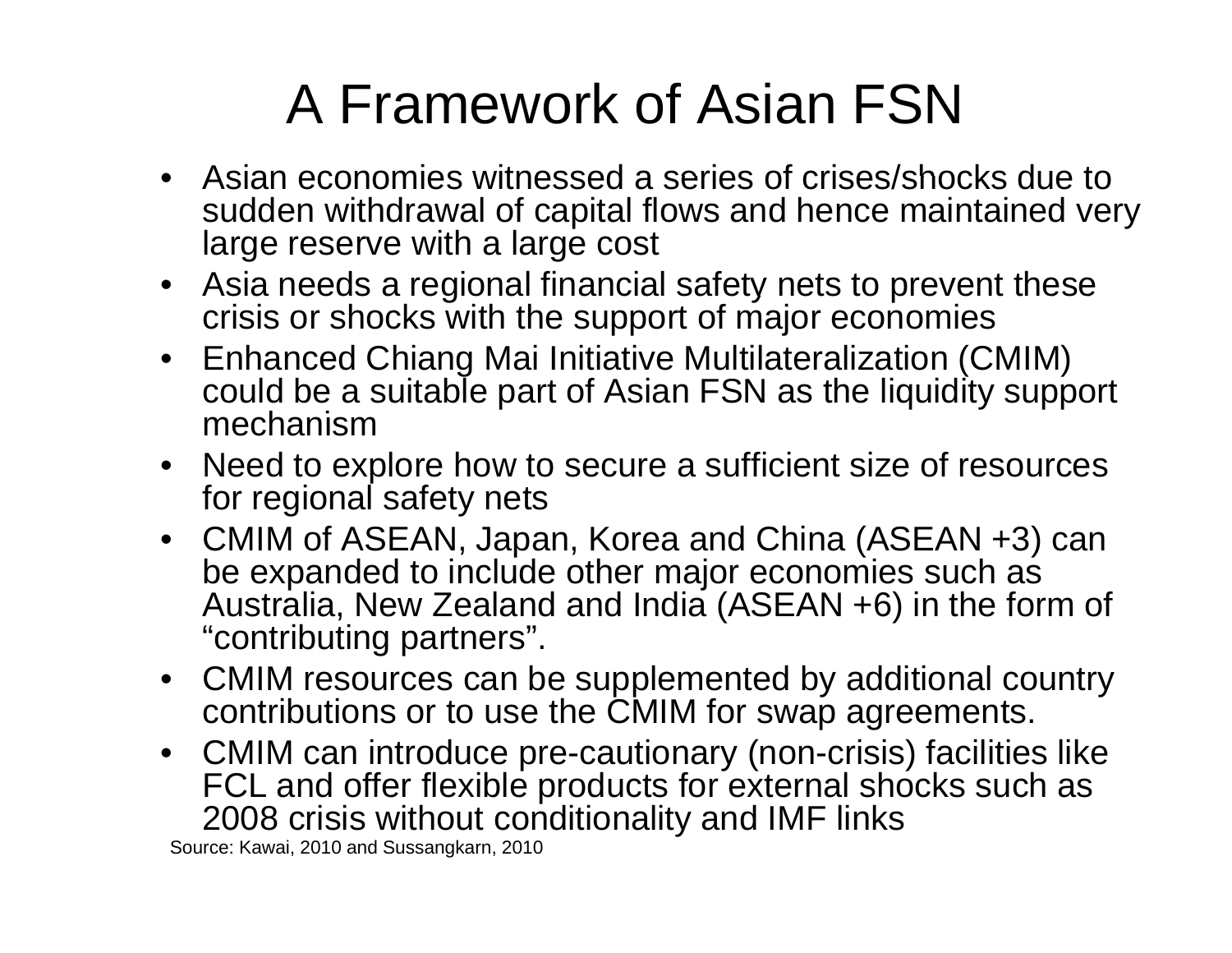# A Framework of Asian FSN

- Asian economies witnessed a series of crises/shocks due to sudden withdrawal of capital flows and hence maintained very large reserve with a large cost
- Asia needs a regional financial safety nets to prevent these crisis or shocks with the support of major economies
- Enhanced Chiang Mai Initiative Multilateralization (CMIM) could be a suitable part of Asian FSN as the liquidity support mechanism
- Need to explore how to secure a sufficient size of resources for regional safety nets
- CMIM of ASEAN, Japan, Korea and China (ASEAN +3) can be expanded to include other major economies such as Australia, New Zealand and India (ASEAN +6) in the form of "contributing partners".
- CMIM resources can be supplemented by additional country contributions or to use the CMIM for swap agreements.
- CMIM can introduce pre-cautionary (non-crisis) facilities like FCL and offer flexible products for external shocks such as 2008 crisis without conditionality and IMF links

Source: Kawai, 2010 and Sussangkarn, 2010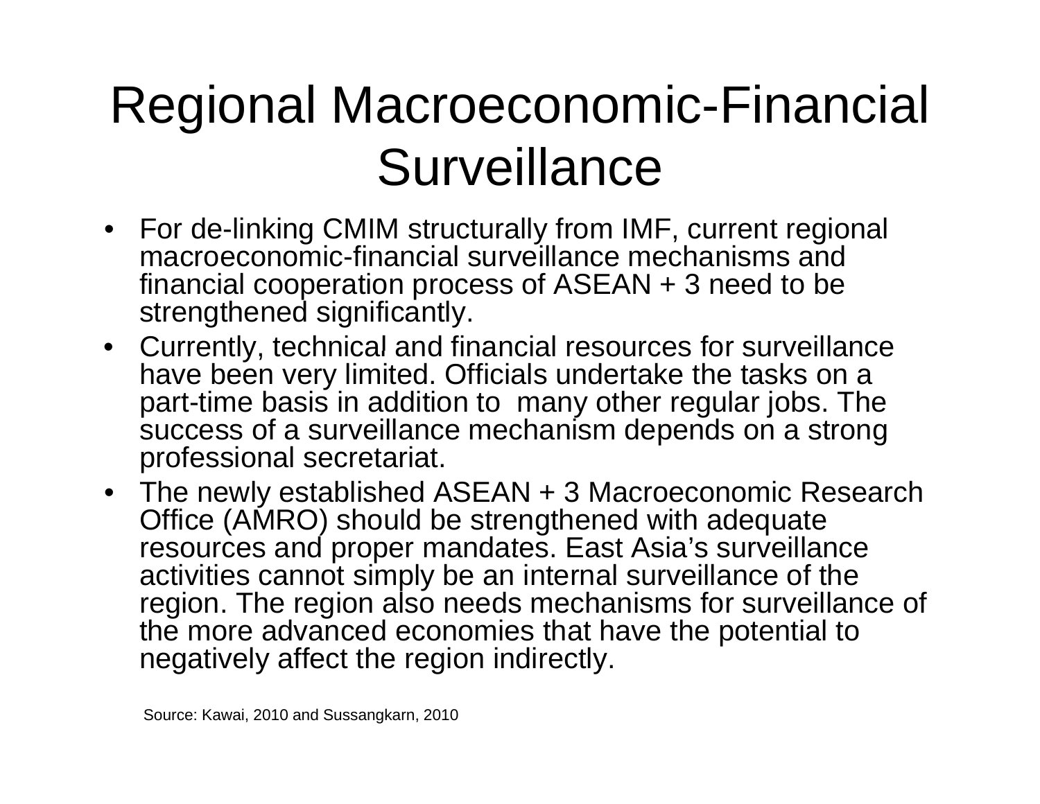# Regional Macroeconomic-Financial Surveillance

- For de-linking CMIM structurally from IMF, current regional macroeconomic-financial surveillance mechanisms and financial cooperation process of ASEAN + 3 need to be strengthened significantly.
- Currently, technical and financial resources for surveillance have been very limited. Officials undertake the tasks on a part-time basis in addition to many other regular jobs. The success of a surveillance mechanism depends on a strong professional secretariat.
- The newly established ASEAN + 3 Macroeconomic Research Office (AMRO) should be strengthened with adequate resources and proper mandates. East Asia's surveillance activities cannot simply be an internal surveillance of the region. The region also needs mechanisms for surveillance of the more advanced economies that have the potential to negatively affect the region indirectly.

Source: Kawai, 2010 and Sussangkarn, 2010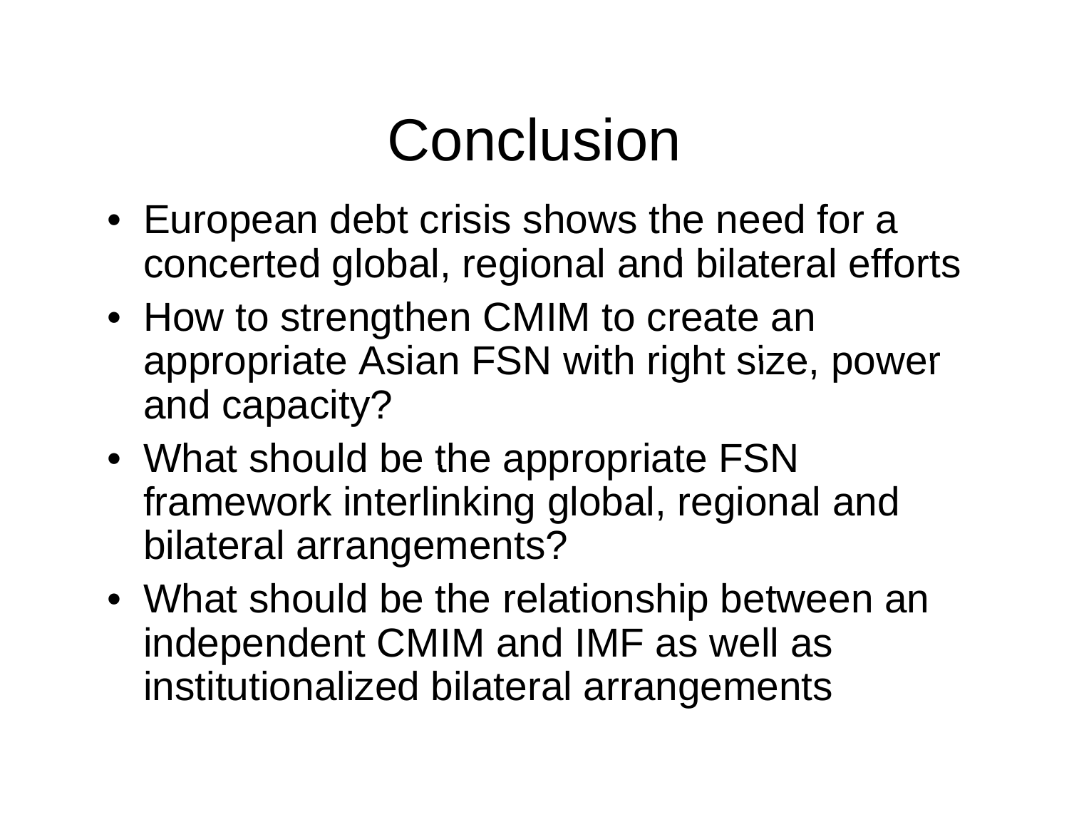# Conclusion

- European debt crisis shows the need for a concerted global, regional and bilateral efforts
- How to strengthen CMIM to create an appropriate Asian FSN with right size, power and capacity?
- What should be the appropriate FSN framework interlinking global, regional and bilateral arrangements?
- What should be the relationship between an independent CMIM and IMF as well as institutionalized bilateral arrangements